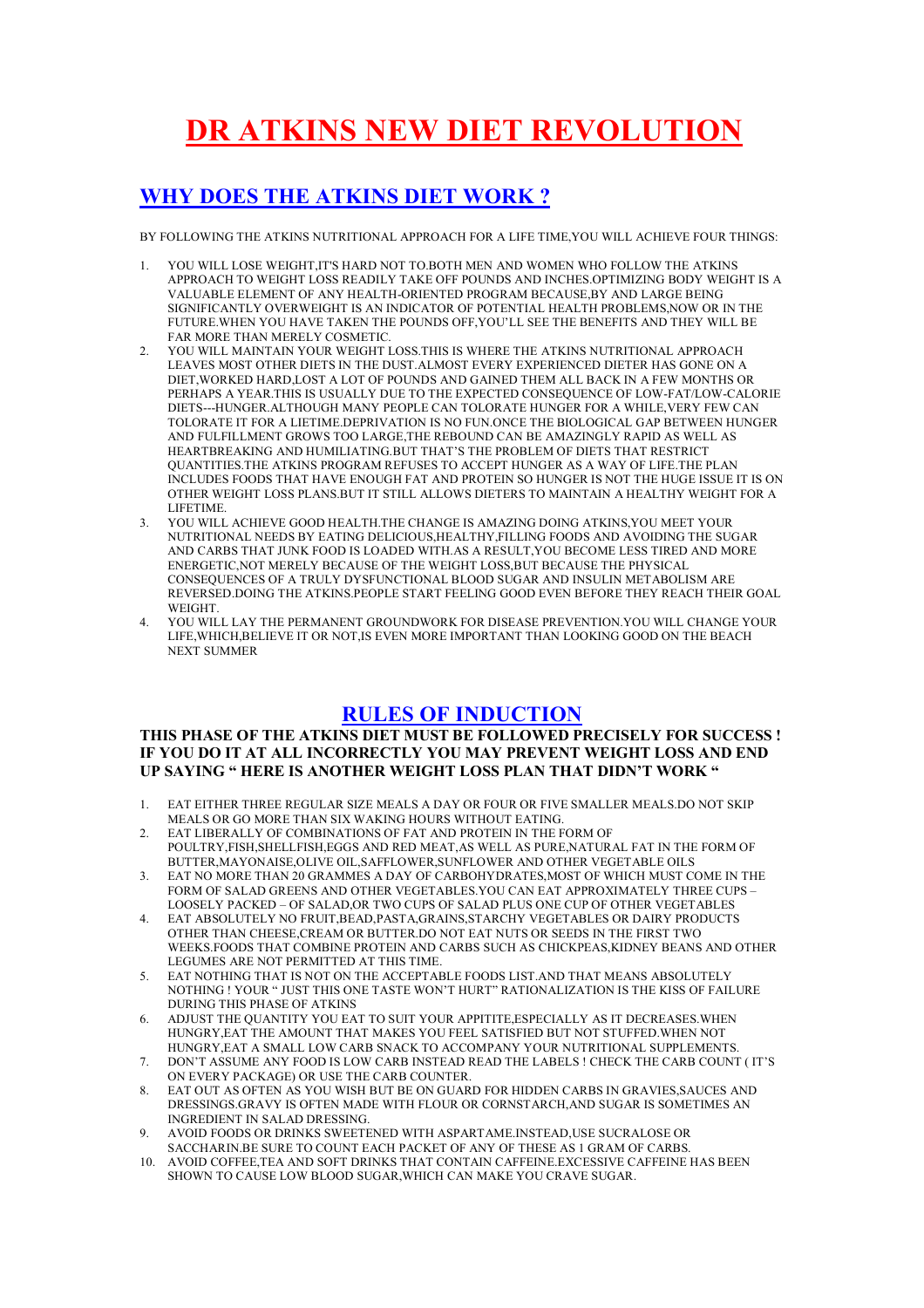# DR ATKINS NEW DIET REVOLUTION

## WHY DOES THE ATKINS DIET WORK ?

BY FOLLOWING THE ATKINS NUTRITIONAL APPROACH FOR A LIFE TIME,YOU WILL ACHIEVE FOUR THINGS:

1. YOU WILL LOSE WEIGHT,IT'S HARD NOT TO.BOTH MEN AND WOMEN WHO FOLLOW THE ATKINS APPROACH TO WEIGHT LOSS READILY TAKE OFF POUNDS AND INCHES.OPTIMIZING BODY WEIGHT IS A VALUABLE ELEMENT OF ANY HEALTH-ORIENTED PROGRAM BECAUSE,BY AND LARGE BEING SIGNIFICANTLY OVERWEIGHT IS AN INDICATOR OF POTENTIAL HEALTH PROBLEMS,NOW OR IN THE FUTURE.WHEN YOU HAVE TAKEN THE POUNDS OFF,YOU'LL SEE THE BENEFITS AND THEY WILL BE FAR MORE THAN MERELY COSMETIC.
2. YOU WILL MAINTAIN YOUR WEIGHT LOSS.THIS IS WHERE THE ATKINS NUTRITIONAL APPROACH LEAVES MOST OTHER DIETS IN THE DUST.ALMOST EVERY EXPERIENCED DIETER HAS GONE ON A DIET,WORKED HARD,LOST A LOT OF POUNDS AND GAINED THEM ALL BACK IN A FEW MONTHS OR PERHAPS A YEAR.THIS IS USUALLY DUE TO THE EXPECTED CONSEQUENCE OF LOW-FAT/LOW-CALORIE DIETS---HUNGER.ALTHOUGH MANY PEOPLE CAN TOLORATE HUNGER FOR A WHILE,VERY FEW CAN TOLORATE IT FOR A LIETIME.DEPRIVATION IS NO FUN.ONCE THE BIOLOGICAL GAP BETWEEN HUNGER AND FULFILLMENT GROWS TOO LARGE,THE REBOUND CAN BE AMAZINGLY RAPID AS WELL AS HEARTBREAKING AND HUMILIATING.BUT THAT'S THE PROBLEM OF DIETS THAT RESTRICT QUANTITIES.THE ATKINS PROGRAM REFUSES TO ACCEPT HUNGER AS A WAY OF LIFE.THE PLAN INCLUDES FOODS THAT HAVE ENOUGH FAT AND PROTEIN SO HUNGER IS NOT THE HUGE ISSUE IT IS ON OTHER WEIGHT LOSS PLANS.BUT IT STILL ALLOWS DIETERS TO MAINTAIN A HEALTHY WEIGHT FOR A LIFETIME.
3. YOU WILL ACHIEVE GOOD HEALTH.THE CHANGE IS AMAZING DOING ATKINS,YOU MEET YOUR NUTRITIONAL NEEDS BY EATING DELICIOUS,HEALTHY,FILLING FOODS AND AVOIDING THE SUGAR AND CARBS THAT JUNK FOOD IS LOADED WITH.AS A RESULT,YOU BECOME LESS TIRED AND MORE ENERGETIC,NOT MERELY BECAUSE OF THE WEIGHT LOSS,BUT BECAUSE THE PHYSICAL CONSEQUENCES OF A TRULY DYSFUNCTIONAL BLOOD SUGAR AND INSULIN METABOLISM ARE REVERSED.DOING THE ATKINS.PEOPLE START FEELING GOOD EVEN BEFORE THEY REACH THEIR GOAL WEIGHT.
4. YOU WILL LAY THE PERMANENT GROUNDWORK FOR DISEASE PREVENTION.YOU WILL CHANGE YOUR LIFE,WHICH,BELIEVE IT OR NOT,IS EVEN MORE IMPORTANT THAN LOOKING GOOD ON THE BEACH NEXT SUMMER

## RULES OF INDUCTION

**THIS PHASE OF THE ATKINS DIET MUST BE FOLLOWED PRECISELY FOR SUCCESS ! IF YOU DO IT AT ALL INCORRECTLY YOU MAY PREVENT WEIGHT LOSS AND END UP SAYING " HERE IS ANOTHER WEIGHT LOSS PLAN THAT DIDN'T WORK "**

1. EAT EITHER THREE REGULAR SIZE MEALS A DAY OR FOUR OR FIVE SMALLER MEALS.DO NOT SKIP MEALS OR GO MORE THAN SIX WAKING HOURS WITHOUT EATING.
2. EAT LIBERALLY OF COMBINATIONS OF FAT AND PROTEIN IN THE FORM OF POULTRY,FISH,SHELLFISH,EGGS AND RED MEAT,AS WELL AS PURE,NATURAL FAT IN THE FORM OF BUTTER,MAYONAISE,OLIVE OIL,SAFFLOWER,SUNFLOWER AND OTHER VEGETABLE OILS
3. EAT NO MORE THAN 20 GRAMMES A DAY OF CARBOHYDRATES,MOST OF WHICH MUST COME IN THE FORM OF SALAD GREENS AND OTHER VEGETABLES.YOU CAN EAT APPROXIMATELY THREE CUPS – LOOSELY PACKED – OF SALAD,OR TWO CUPS OF SALAD PLUS ONE CUP OF OTHER VEGETABLES
4. EAT ABSOLUTELY NO FRUIT,BEAD,PASTA,GRAINS,STARCHY VEGETABLES OR DAIRY PRODUCTS OTHER THAN CHEESE,CREAM OR BUTTER.DO NOT EAT NUTS OR SEEDS IN THE FIRST TWO WEEKS.FOODS THAT COMBINE PROTEIN AND CARBS SUCH AS CHICKPEAS,KIDNEY BEANS AND OTHER LEGUMES ARE NOT PERMITTED AT THIS TIME.
5. EAT NOTHING THAT IS NOT ON THE ACCEPTABLE FOODS LIST.AND THAT MEANS ABSOLUTELY NOTHING ! YOUR " JUST THIS ONE TASTE WON'T HURT" RATIONALIZATION IS THE KISS OF FAILURE DURING THIS PHASE OF ATKINS
6. ADJUST THE QUANTITY YOU EAT TO SUIT YOUR APPITITE,ESPECIALLY AS IT DECREASES.WHEN HUNGRY,EAT THE AMOUNT THAT MAKES YOU FEEL SATISFIED BUT NOT STUFFED.WHEN NOT HUNGRY,EAT A SMALL LOW CARB SNACK TO ACCOMPANY YOUR NUTRITIONAL SUPPLEMENTS.
7. DON'T ASSUME ANY FOOD IS LOW CARB INSTEAD READ THE LABELS ! CHECK THE CARB COUNT ( IT'S ON EVERY PACKAGE) OR USE THE CARB COUNTER.
8. EAT OUT AS OFTEN AS YOU WISH BUT BE ON GUARD FOR HIDDEN CARBS IN GRAVIES,SAUCES AND DRESSINGS.GRAVY IS OFTEN MADE WITH FLOUR OR CORNSTARCH,AND SUGAR IS SOMETIMES AN INGREDIENT IN SALAD DRESSING.
9. AVOID FOODS OR DRINKS SWEETENED WITH ASPARTAME.INSTEAD,USE SUCRALOSE OR SACCHARIN.BE SURE TO COUNT EACH PACKET OF ANY OF THESE AS 1 GRAM OF CARBS.
10. AVOID COFFEE,TEA AND SOFT DRINKS THAT CONTAIN CAFFEINE.EXCESSIVE CAFFEINE HAS BEEN SHOWN TO CAUSE LOW BLOOD SUGAR,WHICH CAN MAKE YOU CRAVE SUGAR.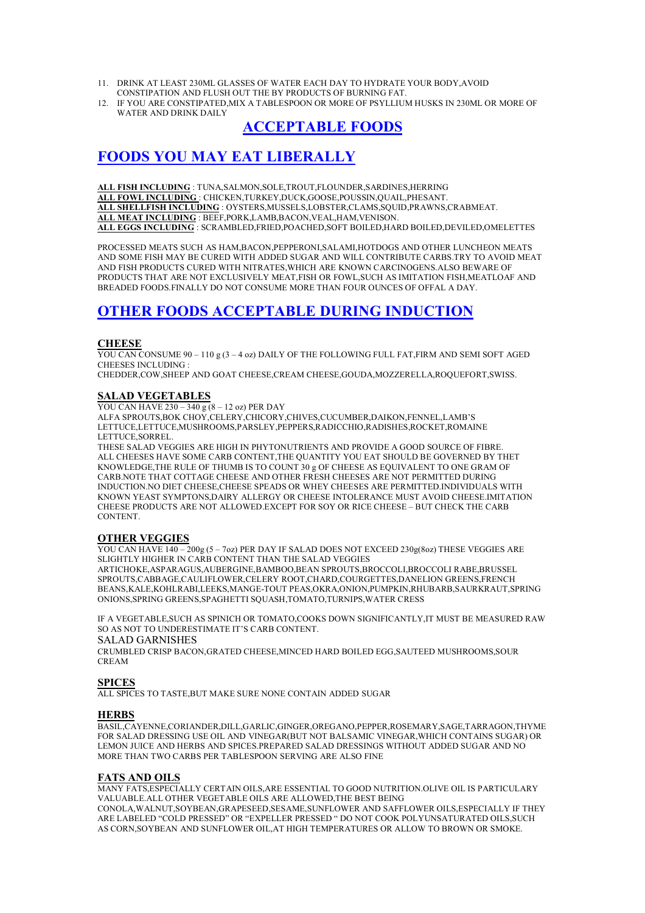11. DRINK AT LEAST 230ML GLASSES OF WATER EACH DAY TO HYDRATE YOUR BODY,AVOID CONSTIPATION AND FLUSH OUT THE BY PRODUCTS OF BURNING FAT.
12. IF YOU ARE CONSTIPATED,MIX A TABLESPOON OR MORE OF PSYLLIUM HUSKS IN 230ML OR MORE OF WATER AND DRINK DAILY

# ACCEPTABLE FOODS

# FOODS YOU MAY EAT LIBERALLY

**ALL FISH INCLUDING** : TUNA,SALMON,SOLE,TROUT,FLOUNDER,SARDINES,HERRING
**ALL FOWL INCLUDING** : CHICKEN,TURKEY,DUCK,GOOSE,POUSSIN,QUAIL,PHESANT.
**ALL SHELLFISH INCLUDING** : OYSTERS,MUSSELS,LOBSTER,CLAMS,SQUID,PRAWNS,CRABMEAT.
**ALL MEAT INCLUDING** : BEEF,PORK,LAMB,BACON,VEAL,HAM,VENISON.
**ALL EGGS INCLUDING** : SCRAMBLED,FRIED,POACHED,SOFT BOILED,HARD BOILED,DEVILED,OMELETTES

PROCESSED MEATS SUCH AS HAM,BACON,PEPPERONI,SALAMI,HOTDOGS AND OTHER LUNCHEON MEATS AND SOME FISH MAY BE CURED WITH ADDED SUGAR AND WILL CONTRIBUTE CARBS.TRY TO AVOID MEAT AND FISH PRODUCTS CURED WITH NITRATES,WHICH ARE KNOWN CARCINOGENS.ALSO BEWARE OF PRODUCTS THAT ARE NOT EXCLUSIVELY MEAT,FISH OR FOWL,SUCH AS IMITATION FISH,MEATLOAF AND BREADED FOODS.FINALLY DO NOT CONSUME MORE THAN FOUR OUNCES OF OFFAL A DAY.

# OTHER FOODS ACCEPTABLE DURING INDUCTION

### CHEESE

YOU CAN CONSUME 90 – 110 g (3 – 4 oz) DAILY OF THE FOLLOWING FULL FAT,FIRM AND SEMI SOFT AGED CHEESES INCLUDING :
CHEDDER,COW,SHEEP AND GOAT CHEESE,CREAM CHEESE,GOUDA,MOZZERELLA,ROQUEFORT,SWISS.

### SALAD VEGETABLES

YOU CAN HAVE 230 – 340 g (8 – 12 oz) PER DAY
ALFA SPROUTS,BOK CHOY,CELERY,CHICORY,CHIVES,CUCUMBER,DAIKON,FENNEL,LAMB'S LETTUCE,LETTUCE,MUSHROOMS,PARSLEY,PEPPERS,RADICCHIO,RADISHES,ROCKET,ROMAINE LETTUCE,SORREL.
THESE SALAD VEGGIES ARE HIGH IN PHYTONUTRIENTS AND PROVIDE A GOOD SOURCE OF FIBRE.
ALL CHEESES HAVE SOME CARB CONTENT,THE QUANTITY YOU EAT SHOULD BE GOVERNED BY THET KNOWLEDGE,THE RULE OF THUMB IS TO COUNT 30 g OF CHEESE AS EQUIVALENT TO ONE GRAM OF CARB.NOTE THAT COTTAGE CHEESE AND OTHER FRESH CHEESES ARE NOT PERMITTED DURING INDUCTION.NO DIET CHEESE,CHEESE SPEADS OR WHEY CHEESES ARE PERMITTED.INDIVIDUALS WITH KNOWN YEAST SYMPTONS,DAIRY ALLERGY OR CHEESE INTOLERANCE MUST AVOID CHEESE.IMITATION CHEESE PRODUCTS ARE NOT ALLOWED.EXCEPT FOR SOY OR RICE CHEESE – BUT CHECK THE CARB CONTENT.

### OTHER VEGGIES

YOU CAN HAVE 140 – 200g (5 – 7oz) PER DAY IF SALAD DOES NOT EXCEED 230g(8oz) THESE VEGGIES ARE SLIGHTLY HIGHER IN CARB CONTENT THAN THE SALAD VEGGIES
ARTICHOKE,ASPARAGUS,AUBERGINE,BAMBOO,BEAN SPROUTS,BROCCOLI,BROCCOLI RABE,BRUSSEL SPROUTS,CABBAGE,CAULIFLOWER,CELERY ROOT,CHARD,COURGETTES,DANELION GREENS,FRENCH BEANS,KALE,KOHLRABI,LEEKS,MANGE-TOUT PEAS,OKRA,ONION,PUMPKIN,RHUBARB,SAURKRAUT,SPRING ONIONS,SPRING GREENS,SPAGHETTI SQUASH,TOMATO,TURNIPS,WATER CRESS

IF A VEGETABLE,SUCH AS SPINICH OR TOMATO,COOKS DOWN SIGNIFICANTLY,IT MUST BE MEASURED RAW SO AS NOT TO UNDERESTIMATE IT'S CARB CONTENT.

SALAD GARNISHES

CRUMBLED CRISP BACON,GRATED CHEESE,MINCED HARD BOILED EGG,SAUTEED MUSHROOMS,SOUR CREAM

### SPICES

ALL SPICES TO TASTE,BUT MAKE SURE NONE CONTAIN ADDED SUGAR

### HERBS

BASIL,CAYENNE,CORIANDER,DILL,GARLIC,GINGER,OREGANO,PEPPER,ROSEMARY,SAGE,TARRAGON,THYME
FOR SALAD DRESSING USE OIL AND VINEGAR(BUT NOT BALSAMIC VINEGAR,WHICH CONTAINS SUGAR) OR LEMON JUICE AND HERBS AND SPICES.PREPARED SALAD DRESSINGS WITHOUT ADDED SUGAR AND NO MORE THAN TWO CARBS PER TABLESPOON SERVING ARE ALSO FINE

### FATS AND OILS

MANY FATS,ESPECIALLY CERTAIN OILS,ARE ESSENTIAL TO GOOD NUTRITION.OLIVE OIL IS PARTICULARY VALUABLE.ALL OTHER VEGETABLE OILS ARE ALLOWED,THE BEST BEING CONOLA,WALNUT,SOYBEAN,GRAPESEED,SESAME,SUNFLOWER AND SAFFLOWER OILS,ESPECIALLY IF THEY ARE LABELED "COLD PRESSED" OR "EXPELLER PRESSED " DO NOT COOK POLYUNSATURATED OILS,SUCH AS CORN,SOYBEAN AND SUNFLOWER OIL,AT HIGH TEMPERATURES OR ALLOW TO BROWN OR SMOKE.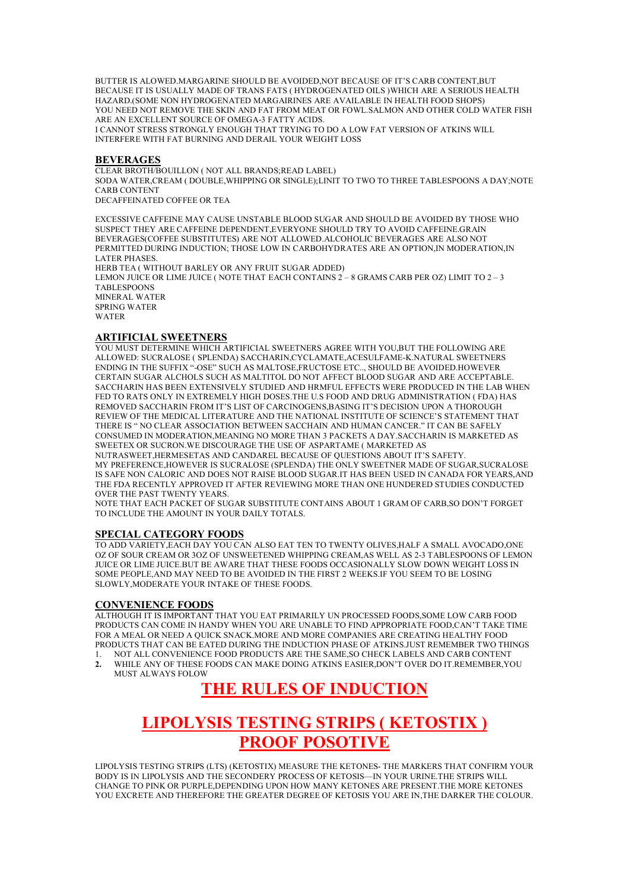BUTTER IS ALOWED.MARGARINE SHOULD BE AVOIDED,NOT BECAUSE OF IT'S CARB CONTENT,BUT BECAUSE IT IS USUALLY MADE OF TRANS FATS ( HYDROGENATED OILS )WHICH ARE A SERIOUS HEALTH HAZARD.(SOME NON HYDROGENATED MARGAIRINES ARE AVAILABLE IN HEALTH FOOD SHOPS) YOU NEED NOT REMOVE THE SKIN AND FAT FROM MEAT OR FOWL.SALMON AND OTHER COLD WATER FISH ARE AN EXCELLENT SOURCE OF OMEGA-3 FATTY ACIDS.

I CANNOT STRESS STRONGLY ENOUGH THAT TRYING TO DO A LOW FAT VERSION OF ATKINS WILL INTERFERE WITH FAT BURNING AND DERAIL YOUR WEIGHT LOSS

## BEVERAGES

CLEAR BROTH/BOUILLON ( NOT ALL BRANDS;READ LABEL)
SODA WATER,CREAM ( DOUBLE,WHIPPING OR SINGLE);LINIT TO TWO TO THREE TABLESPOONS A DAY;NOTE CARB CONTENT
DECAFFEINATED COFFEE OR TEA

EXCESSIVE CAFFEINE MAY CAUSE UNSTABLE BLOOD SUGAR AND SHOULD BE AVOIDED BY THOSE WHO SUSPECT THEY ARE CAFFEINE DEPENDENT,EVERYONE SHOULD TRY TO AVOID CAFFEINE.GRAIN BEVERAGES(COFFEE SUBSTITUTES) ARE NOT ALLOWED.ALCOHOLIC BEVERAGES ARE ALSO NOT PERMITTED DURING INDUCTION; THOSE LOW IN CARBOHYDRATES ARE AN OPTION,IN MODERATION,IN LATER PHASES.
HERB TEA ( WITHOUT BARLEY OR ANY FRUIT SUGAR ADDED)
LEMON JUICE OR LIME JUICE ( NOTE THAT EACH CONTAINS 2 – 8 GRAMS CARB PER OZ) LIMIT TO 2 – 3 TABLESPOONS
MINERAL WATER
SPRING WATER
WATER

## ARTIFICIAL SWEETNERS

YOU MUST DETERMINE WHICH ARTIFICIAL SWEETNERS AGREE WITH YOU,BUT THE FOLLOWING ARE ALLOWED: SUCRALOSE ( SPLENDA) SACCHARIN,CYCLAMATE,ACESULFAME-K.NATURAL SWEETNERS ENDING IN THE SUFFIX "-OSE" SUCH AS MALTOSE,FRUCTOSE ETC.., SHOULD BE AVOIDED.HOWEVER CERTAIN SUGAR ALCHOLS SUCH AS MALTITOL DO NOT AFFECT BLOOD SUGAR AND ARE ACCEPTABLE. SACCHARIN HAS BEEN EXTENSIVELY STUDIED AND HRMFUL EFFECTS WERE PRODUCED IN THE LAB WHEN FED TO RATS ONLY IN EXTREMELY HIGH DOSES.THE U.S FOOD AND DRUG ADMINISTRATION ( FDA) HAS REMOVED SACCHARIN FROM IT'S LIST OF CARCINOGENS,BASING IT'S DECISION UPON A THOROUGH REVIEW OF THE MEDICAL LITERATURE AND THE NATIONAL INSTITUTE OF SCIENCE'S STATEMENT THAT THERE IS " NO CLEAR ASSOCIATION BETWEEN SACCHAIN AND HUMAN CANCER." IT CAN BE SAFELY CONSUMED IN MODERATION,MEANING NO MORE THAN 3 PACKETS A DAY.SACCHARIN IS MARKETED AS SWEETEX OR SUCRON.WE DISCOURAGE THE USE OF ASPARTAME ( MARKETED AS NUTRASWEET,HERMESETAS AND CANDAREL BECAUSE OF QUESTIONS ABOUT IT'S SAFETY.
MY PREFERENCE,HOWEVER IS SUCRALOSE (SPLENDA) THE ONLY SWEETNER MADE OF SUGAR,SUCRALOSE IS SAFE NON CALORIC AND DOES NOT RAISE BLOOD SUGAR.IT HAS BEEN USED IN CANADA FOR YEARS,AND THE FDA RECENTLY APPROVED IT AFTER REVIEWING MORE THAN ONE HUNDRED STUDIES CONDUCTED OVER THE PAST TWENTY YEARS.
NOTE THAT EACH PACKET OF SUGAR SUBSTITUTE CONTAINS ABOUT 1 GRAM OF CARB,SO DON'T FORGET TO INCLUDE THE AMOUNT IN YOUR DAILY TOTALS.

## SPECIAL CATEGORY FOODS

TO ADD VARIETY,EACH DAY YOU CAN ALSO EAT TEN TO TWENTY OLIVES,HALF A SMALL AVOCADO,ONE OZ OF SOUR CREAM OR 3OZ OF UNSWEETENED WHIPPING CREAM,AS WELL AS 2-3 TABLESPOONS OF LEMON JUICE OR LIME JUICE.BUT BE AWARE THAT THESE FOODS OCCASIONALLY SLOW DOWN WEIGHT LOSS IN SOME PEOPLE,AND MAY NEED TO BE AVOIDED IN THE FIRST 2 WEEKS.IF YOU SEEM TO BE LOSING SLOWLY,MODERATE YOUR INTAKE OF THESE FOODS.

## CONVENIENCE FOODS

ALTHOUGH IT IS IMPORTANT THAT YOU EAT PRIMARILY UN PROCESSED FOODS,SOME LOW CARB FOOD PRODUCTS CAN COME IN HANDY WHEN YOU ARE UNABLE TO FIND APPROPRIATE FOOD,CAN'T TAKE TIME FOR A MEAL OR NEED A QUICK SNACK.MORE AND MORE COMPANIES ARE CREATING HEALTHY FOOD PRODUCTS THAT CAN BE EATED DURING THE INDUCTION PHASE OF ATKINS.JUST REMEMBER TWO THINGS

1. NOT ALL CONVENIENCE FOOD PRODUCTS ARE THE SAME,SO CHECK LABELS AND CARB CONTENT
2. WHILE ANY OF THESE FOODS CAN MAKE DOING ATKINS EASIER,DON'T OVER DO IT.REMEMBER,YOU MUST ALWAYS FOLOW

# THE RULES OF INDUCTION

# LIPOLYSIS TESTING STRIPS ( KETOSTIX ) PROOF POSOTIVE

LIPOLYSIS TESTING STRIPS (LTS) (KETOSTIX) MEASURE THE KETONES- THE MARKERS THAT CONFIRM YOUR BODY IS IN LIPOLYSIS AND THE SECONDERY PROCESS OF KETOSIS—IN YOUR URINE.THE STRIPS WILL CHANGE TO PINK OR PURPLE,DEPENDING UPON HOW MANY KETONES ARE PRESENT.THE MORE KETONES YOU EXCRETE AND THEREFORE THE GREATER DEGREE OF KETOSIS YOU ARE IN,THE DARKER THE COLOUR.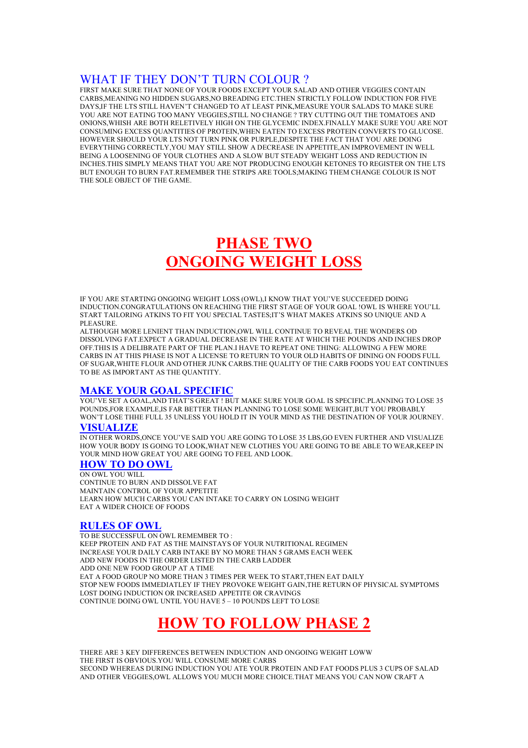## WHAT IF THEY DON'T TURN COLOUR ?

FIRST MAKE SURE THAT NONE OF YOUR FOODS EXCEPT YOUR SALAD AND OTHER VEGGIES CONTAIN CARBS,MEANING NO HIDDEN SUGARS,NO BREADING ETC.THEN STRICTLY FOLLOW INDUCTION FOR FIVE DAYS,IF THE LTS STILL HAVEN'T CHANGED TO AT LEAST PINK,MEASURE YOUR SALADS TO MAKE SURE YOU ARE NOT EATING TOO MANY VEGGIES,STILL NO CHANGE ? TRY CUTTING OUT THE TOMATOES AND ONIONS,WHISH ARE BOTH RELETIVELY HIGH ON THE GLYCEMIC INDEX.FINALLY MAKE SURE YOU ARE NOT CONSUMING EXCESS QUANTITIES OF PROTEIN,WHEN EATEN TO EXCESS PROTEIN CONVERTS TO GLUCOSE. HOWEVER SHOULD YOUR LTS NOT TURN PINK OR PURPLE,DESPITE THE FACT THAT YOU ARE DOING EVERYTHING CORRECTLY,YOU MAY STILL SHOW A DECREASE IN APPETITE,AN IMPROVEMENT IN WELL BEING A LOOSENING OF YOUR CLOTHES AND A SLOW BUT STEADY WEIGHT LOSS AND REDUCTION IN INCHES.THIS SIMPLY MEANS THAT YOU ARE NOT PRODUCING ENOUGH KETONES TO REGISTER ON THE LTS BUT ENOUGH TO BURN FAT.REMEMBER THE STRIPS ARE TOOLS;MAKING THEM CHANGE COLOUR IS NOT THE SOLE OBJECT OF THE GAME.

# PHASE TWO
# ONGOING WEIGHT LOSS

IF YOU ARE STARTING ONGOING WEIGHT LOSS (OWL),I KNOW THAT YOU'VE SUCCEEDED DOING INDUCTION.CONGRATULATIONS ON REACHING THE FIRST STAGE OF YOUR GOAL !OWL IS WHERE YOU'LL START TAILORING ATKINS TO FIT YOU SPECIAL TASTES;IT'S WHAT MAKES ATKINS SO UNIQUE AND A PLEASURE.

ALTHOUGH MORE LENIENT THAN INDUCTION,OWL WILL CONTINUE TO REVEAL THE WONDERS OD DISSOLVING FAT.EXPECT A GRADUAL DECREASE IN THE RATE AT WHICH THE POUNDS AND INCHES DROP OFF.THIS IS A DELIBRATE PART OF THE PLAN.I HAVE TO REPEAT ONE THING: ALLOWING A FEW MORE CARBS IN AT THIS PHASE IS NOT A LICENSE TO RETURN TO YOUR OLD HABITS OF DINING ON FOODS FULL OF SUGAR,WHITE FLOUR AND OTHER JUNK CARBS.THE QUALITY OF THE CARB FOODS YOU EAT CONTINUES TO BE AS IMPORTANT AS THE QUANTITY.

## MAKE YOUR GOAL SPECIFIC

YOU'VE SET A GOAL,AND THAT'S GREAT ! BUT MAKE SURE YOUR GOAL IS SPECIFIC.PLANNING TO LOSE 35 POUNDS,FOR EXAMPLE,IS FAR BETTER THAN PLANNING TO LOSE SOME WEIGHT,BUT YOU PROBABLY WON'T LOSE THHE FULL 35 UNLESS YOU HOLD IT IN YOUR MIND AS THE DESTINATION OF YOUR JOURNEY.

## VISUALIZE

IN OTHER WORDS,ONCE YOU'VE SAID YOU ARE GOING TO LOSE 35 LBS,GO EVEN FURTHER AND VISUALIZE HOW YOUR BODY IS GOING TO LOOK,WHAT NEW CLOTHES YOU ARE GOING TO BE ABLE TO WEAR,KEEP IN YOUR MIND HOW GREAT YOU ARE GOING TO FEEL AND LOOK.

## HOW TO DO OWL

ON OWL YOU WILL
CONTINUE TO BURN AND DISSOLVE FAT
MAINTAIN CONTROL OF YOUR APPETITE
LEARN HOW MUCH CARBS YOU CAN INTAKE TO CARRY ON LOSING WEIGHT
EAT A WIDER CHOICE OF FOODS

## RULES OF OWL

TO BE SUCCESSFUL ON OWL REMEMBER TO :
KEEP PROTEIN AND FAT AS THE MAINSTAYS OF YOUR NUTRITIONAL REGIMEN
INCREASE YOUR DAILY CARB INTAKE BY NO MORE THAN 5 GRAMS EACH WEEK
ADD NEW FOODS IN THE ORDER LISTED IN THE CARB LADDER
ADD ONE NEW FOOD GROUP AT A TIME
EAT A FOOD GROUP NO MORE THAN 3 TIMES PER WEEK TO START,THEN EAT DAILY
STOP NEW FOODS IMMEDIATLEY IF THEY PROVOKE WEIGHT GAIN,THE RETURN OF PHYSICAL SYMPTOMS LOST DOING INDUCTION OR INCREASED APPETITE OR CRAVINGS
CONTINUE DOING OWL UNTIL YOU HAVE 5 – 10 POUNDS LEFT TO LOSE

# HOW TO FOLLOW PHASE 2

THERE ARE 3 KEY DIFFERENCES BETWEEN INDUCTION AND ONGOING WEIGHT LOWW
THE FIRST IS OBVIOUS.YOU WILL CONSUME MORE CARBS
SECOND WHEREAS DURING INDUCTION YOU ATE YOUR PROTEIN AND FAT FOODS PLUS 3 CUPS OF SALAD AND OTHER VEGGIES,OWL ALLOWS YOU MUCH MORE CHOICE.THAT MEANS YOU CAN NOW CRAFT A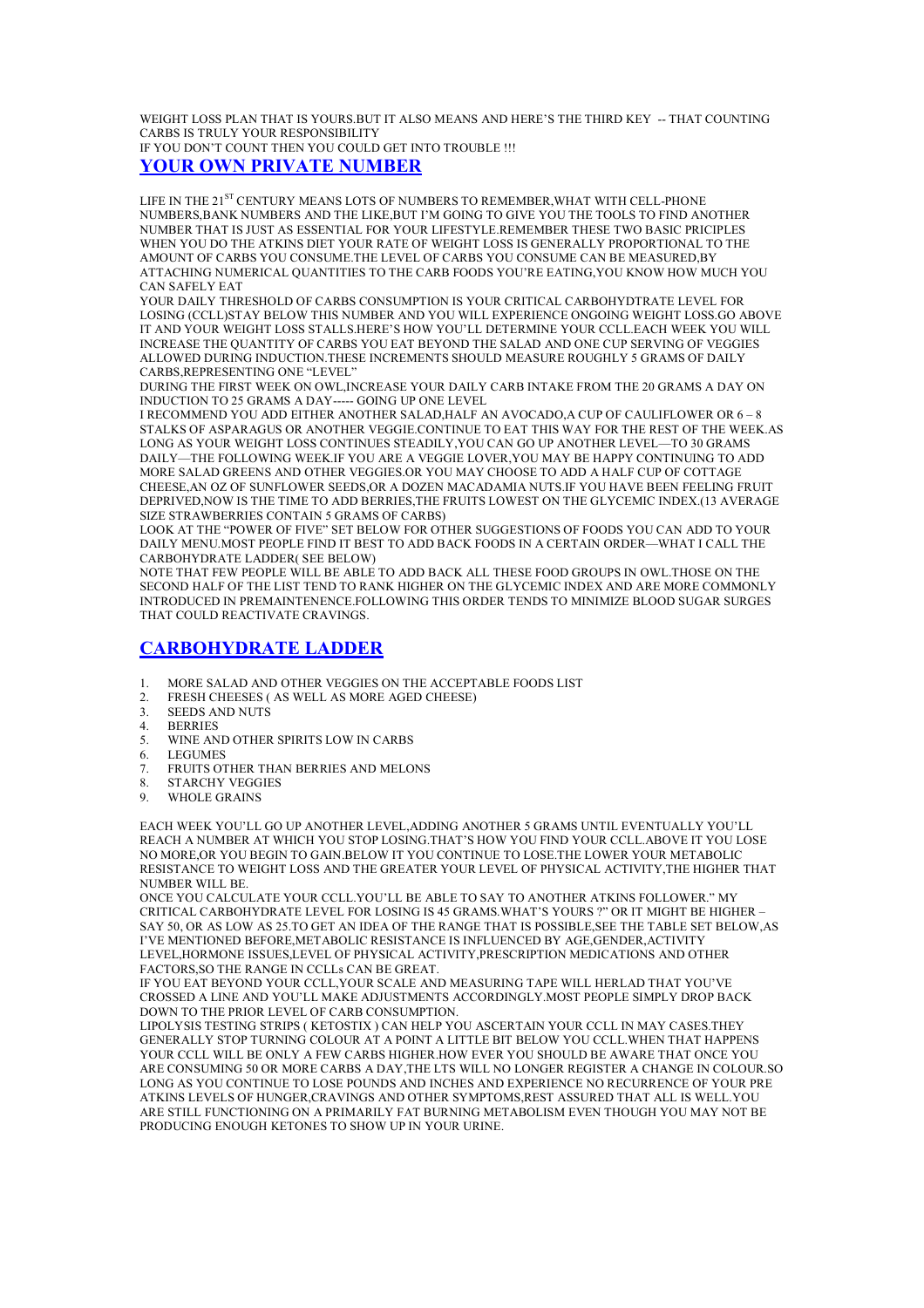WEIGHT LOSS PLAN THAT IS YOURS.BUT IT ALSO MEANS AND HERE'S THE THIRD KEY -- THAT COUNTING CARBS IS TRULY YOUR RESPONSIBILITY

IF YOU DON'T COUNT THEN YOU COULD GET INTO TROUBLE !!!

## YOUR OWN PRIVATE NUMBER

LIFE IN THE 21ST CENTURY MEANS LOTS OF NUMBERS TO REMEMBER,WHAT WITH CELL-PHONE NUMBERS,BANK NUMBERS AND THE LIKE,BUT I'M GOING TO GIVE YOU THE TOOLS TO FIND ANOTHER NUMBER THAT IS JUST AS ESSENTIAL FOR YOUR LIFESTYLE.REMEMBER THESE TWO BASIC PRICIPLES WHEN YOU DO THE ATKINS DIET YOUR RATE OF WEIGHT LOSS IS GENERALLY PROPORTIONAL TO THE AMOUNT OF CARBS YOU CONSUME.THE LEVEL OF CARBS YOU CONSUME CAN BE MEASURED,BY ATTACHING NUMERICAL QUANTITIES TO THE CARB FOODS YOU'RE EATING,YOU KNOW HOW MUCH YOU CAN SAFELY EAT

YOUR DAILY THRESHOLD OF CARBS CONSUMPTION IS YOUR CRITICAL CARBOHYDTRATE LEVEL FOR LOSING (CCLL)STAY BELOW THIS NUMBER AND YOU WILL EXPERIENCE ONGOING WEIGHT LOSS.GO ABOVE IT AND YOUR WEIGHT LOSS STALLS.HERE'S HOW YOU'LL DETERMINE YOUR CCLL.EACH WEEK YOU WILL INCREASE THE QUANTITY OF CARBS YOU EAT BEYOND THE SALAD AND ONE CUP SERVING OF VEGGIES ALLOWED DURING INDUCTION.THESE INCREMENTS SHOULD MEASURE ROUGHLY 5 GRAMS OF DAILY CARBS,REPRESENTING ONE "LEVEL"

DURING THE FIRST WEEK ON OWL,INCREASE YOUR DAILY CARB INTAKE FROM THE 20 GRAMS A DAY ON INDUCTION TO 25 GRAMS A DAY----- GOING UP ONE LEVEL

I RECOMMEND YOU ADD EITHER ANOTHER SALAD,HALF AN AVOCADO,A CUP OF CAULIFLOWER OR 6 – 8 STALKS OF ASPARAGUS OR ANOTHER VEGGIE.CONTINUE TO EAT THIS WAY FOR THE REST OF THE WEEK.AS LONG AS YOUR WEIGHT LOSS CONTINUES STEADILY,YOU CAN GO UP ANOTHER LEVEL—TO 30 GRAMS DAILY—THE FOLLOWING WEEK.IF YOU ARE A VEGGIE LOVER,YOU MAY BE HAPPY CONTINUING TO ADD MORE SALAD GREENS AND OTHER VEGGIES.OR YOU MAY CHOOSE TO ADD A HALF CUP OF COTTAGE CHEESE,AN OZ OF SUNFLOWER SEEDS,OR A DOZEN MACADAMIA NUTS.IF YOU HAVE BEEN FEELING FRUIT DEPRIVED,NOW IS THE TIME TO ADD BERRIES,THE FRUITS LOWEST ON THE GLYCEMIC INDEX.(13 AVERAGE SIZE STRAWBERRIES CONTAIN 5 GRAMS OF CARBS)

LOOK AT THE "POWER OF FIVE" SET BELOW FOR OTHER SUGGESTIONS OF FOODS YOU CAN ADD TO YOUR DAILY MENU.MOST PEOPLE FIND IT BEST TO ADD BACK FOODS IN A CERTAIN ORDER—WHAT I CALL THE CARBOHYDRATE LADDER( SEE BELOW)

NOTE THAT FEW PEOPLE WILL BE ABLE TO ADD BACK ALL THESE FOOD GROUPS IN OWL.THOSE ON THE SECOND HALF OF THE LIST TEND TO RANK HIGHER ON THE GLYCEMIC INDEX AND ARE MORE COMMONLY INTRODUCED IN PREMAINTENENCE.FOLLOWING THIS ORDER TENDS TO MINIMIZE BLOOD SUGAR SURGES THAT COULD REACTIVATE CRAVINGS.

## CARBOHYDRATE LADDER

1. MORE SALAD AND OTHER VEGGIES ON THE ACCEPTABLE FOODS LIST
2. FRESH CHEESES ( AS WELL AS MORE AGED CHEESE)
3. SEEDS AND NUTS
4. BERRIES
5. WINE AND OTHER SPIRITS LOW IN CARBS
6. LEGUMES
7. FRUITS OTHER THAN BERRIES AND MELONS
8. STARCHY VEGGIES
9. WHOLE GRAINS

EACH WEEK YOU'LL GO UP ANOTHER LEVEL,ADDING ANOTHER 5 GRAMS UNTIL EVENTUALLY YOU'LL REACH A NUMBER AT WHICH YOU STOP LOSING.THAT'S HOW YOU FIND YOUR CCLL.ABOVE IT YOU LOSE NO MORE,OR YOU BEGIN TO GAIN.BELOW IT YOU CONTINUE TO LOSE.THE LOWER YOUR METABOLIC RESISTANCE TO WEIGHT LOSS AND THE GREATER YOUR LEVEL OF PHYSICAL ACTIVITY,THE HIGHER THAT NUMBER WILL BE.

ONCE YOU CALCULATE YOUR CCLL.YOU'LL BE ABLE TO SAY TO ANOTHER ATKINS FOLLOWER." MY CRITICAL CARBOHYDRATE LEVEL FOR LOSING IS 45 GRAMS.WHAT'S YOURS ?" OR IT MIGHT BE HIGHER – SAY 50, OR AS LOW AS 25.TO GET AN IDEA OF THE RANGE THAT IS POSSIBLE,SEE THE TABLE SET BELOW,AS I'VE MENTIONED BEFORE,METABOLIC RESISTANCE IS INFLUENCED BY AGE,GENDER,ACTIVITY LEVEL,HORMONE ISSUES,LEVEL OF PHYSICAL ACTIVITY,PRESCRIPTION MEDICATIONS AND OTHER FACTORS,SO THE RANGE IN CCLLs CAN BE GREAT.

IF YOU EAT BEYOND YOUR CCLL,YOUR SCALE AND MEASURING TAPE WILL HERLAD THAT YOU'VE CROSSED A LINE AND YOU'LL MAKE ADJUSTMENTS ACCORDINGLY.MOST PEOPLE SIMPLY DROP BACK DOWN TO THE PRIOR LEVEL OF CARB CONSUMPTION.

LIPOLYSIS TESTING STRIPS ( KETOSTIX ) CAN HELP YOU ASCERTAIN YOUR CCLL IN MAY CASES.THEY GENERALLY STOP TURNING COLOUR AT A POINT A LITTLE BIT BELOW YOU CCLL.WHEN THAT HAPPENS YOUR CCLL WILL BE ONLY A FEW CARBS HIGHER.HOW EVER YOU SHOULD BE AWARE THAT ONCE YOU ARE CONSUMING 50 OR MORE CARBS A DAY,THE LTS WILL NO LONGER REGISTER A CHANGE IN COLOUR.SO LONG AS YOU CONTINUE TO LOSE POUNDS AND INCHES AND EXPERIENCE NO RECURRENCE OF YOUR PRE ATKINS LEVELS OF HUNGER,CRAVINGS AND OTHER SYMPTOMS,REST ASSURED THAT ALL IS WELL.YOU ARE STILL FUNCTIONING ON A PRIMARILY FAT BURNING METABOLISM EVEN THOUGH YOU MAY NOT BE PRODUCING ENOUGH KETONES TO SHOW UP IN YOUR URINE.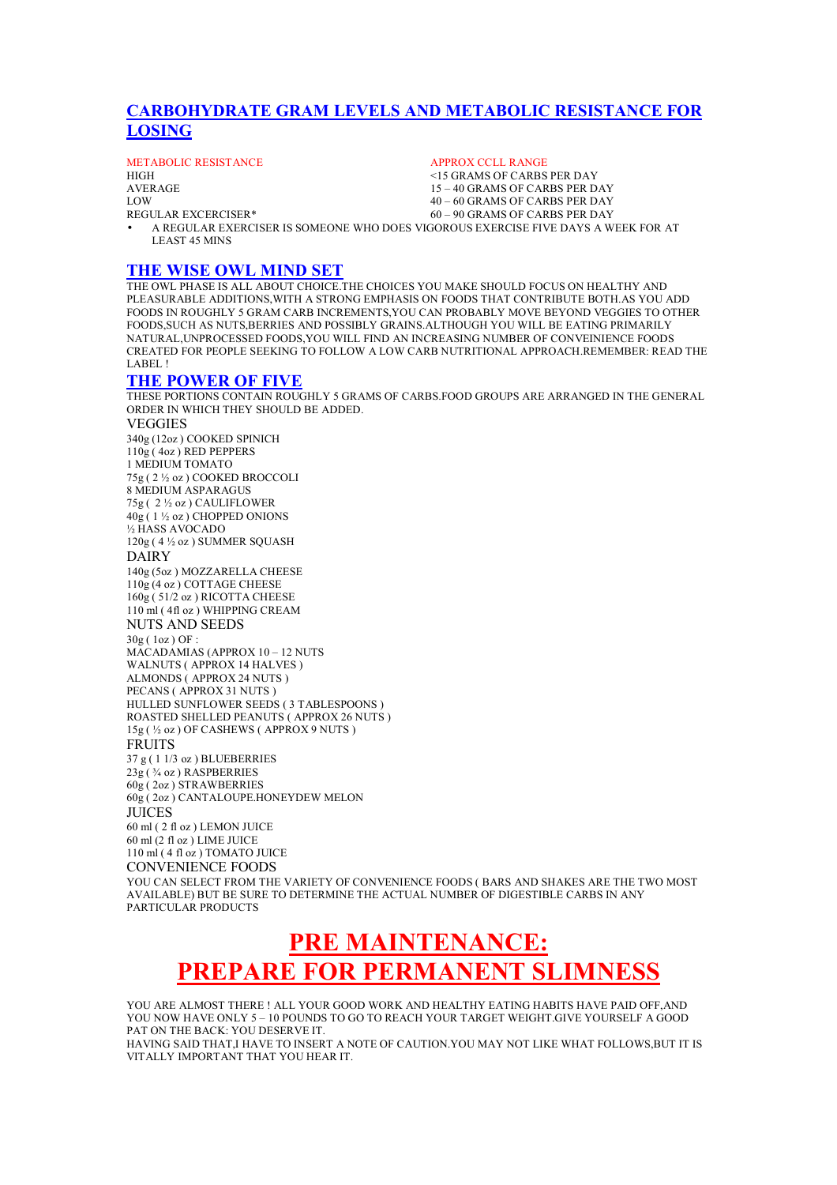## CARBOHYDRATE GRAM LEVELS AND METABOLIC RESISTANCE FOR LOSING

| METABOLIC RESISTANCE | APPROX CCLL RANGE |
|---|---|
| HIGH | <15 GRAMS OF CARBS PER DAY |
| AVERAGE | 15 – 40 GRAMS OF CARBS PER DAY |
| LOW | 40 – 60 GRAMS OF CARBS PER DAY |
| REGULAR EXCERCISER* | 60 – 90 GRAMS OF CARBS PER DAY |

- A REGULAR EXCERCISER IS SOMEONE WHO DOES VIGOROUS EXERCISE FIVE DAYS A WEEK FOR AT LEAST 45 MINS

## THE WISE OWL MIND SET

THE OWL PHASE IS ALL ABOUT CHOICE.THE CHOICES YOU MAKE SHOULD FOCUS ON HEALTHY AND PLEASURABLE ADDITIONS,WITH A STRONG EMPHASIS ON FOODS THAT CONTRIBUTE BOTH.AS YOU ADD FOODS IN ROUGHLY 5 GRAM CARB INCREMENTS,YOU CAN PROBABLY MOVE BEYOND VEGGIES TO OTHER FOODS,SUCH AS NUTS,BERRIES AND POSSIBLY GRAINS.ALTHOUGH YOU WILL BE EATING PRIMARILY NATURAL,UNPROCESSED FOODS,YOU WILL FIND AN INCREASING NUMBER OF CONVEINIENCE FOODS CREATED FOR PEOPLE SEEKING TO FOLLOW A LOW CARB NUTRITIONAL APPROACH.REMEMBER: READ THE LABEL !

## THE POWER OF FIVE

THESE PORTIONS CONTAIN ROUGHLY 5 GRAMS OF CARBS.FOOD GROUPS ARE ARRANGED IN THE GENERAL ORDER IN WHICH THEY SHOULD BE ADDED.

### VEGGIES

340g (12oz ) COOKED SPINICH
110g ( 4oz ) RED PEPPERS
1 MEDIUM TOMATO
75g ( 2 ½ oz ) COOKED BROCCOLI
8 MEDIUM ASPARAGUS
75g ( 2 ½ oz ) CAULIFLOWER
40g ( 1 ½ oz ) CHOPPED ONIONS
½ HASS AVOCADO
120g ( 4 ½ oz ) SUMMER SQUASH

### DAIRY

140g (5oz ) MOZZARELLA CHEESE
110g (4 oz ) COTTAGE CHEESE
160g ( 51/2 oz ) RICOTTA CHEESE
110 ml ( 4fl oz ) WHIPPING CREAM

### NUTS AND SEEDS

30g ( 1oz ) OF :
MACADAMIAS (APPROX 10 – 12 NUTS
WALNUTS ( APPROX 14 HALVES )
ALMONDS ( APPROX 24 NUTS )
PECANS ( APPROX 31 NUTS )
HULLED SUNFLOWER SEEDS ( 3 TABLESPOONS )
ROASTED SHELLED PEANUTS ( APPROX 26 NUTS )
15g ( ½ oz ) OF CASHEWS ( APPROX 9 NUTS )

### FRUITS

37 g ( 1 1/3 oz ) BLUEBERRIES
23g ( ¾ oz ) RASPBERRIES
60g ( 2oz ) STRAWBERRIES
60g ( 2oz ) CANTALOUPE.HONEYDEW MELON

### JUICES

60 ml ( 2 fl oz ) LEMON JUICE
60 ml (2 fl oz ) LIME JUICE
110 ml ( 4 fl oz ) TOMATO JUICE

### CONVENIENCE FOODS

YOU CAN SELECT FROM THE VARIETY OF CONVENIENCE FOODS ( BARS AND SHAKES ARE THE TWO MOST AVAILABLE) BUT BE SURE TO DETERMINE THE ACTUAL NUMBER OF DIGESTIBLE CARBS IN ANY PARTICULAR PRODUCTS

# PRE MAINTENANCE: PREPARE FOR PERMANENT SLIMNESS

YOU ARE ALMOST THERE ! ALL YOUR GOOD WORK AND HEALTHY EATING HABITS HAVE PAID OFF,AND YOU NOW HAVE ONLY 5 – 10 POUNDS TO GO TO REACH YOUR TARGET WEIGHT.GIVE YOURSELF A GOOD PAT ON THE BACK: YOU DESERVE IT.

HAVING SAID THAT,I HAVE TO INSERT A NOTE OF CAUTION.YOU MAY NOT LIKE WHAT FOLLOWS,BUT IT IS VITALLY IMPORTANT THAT YOU HEAR IT.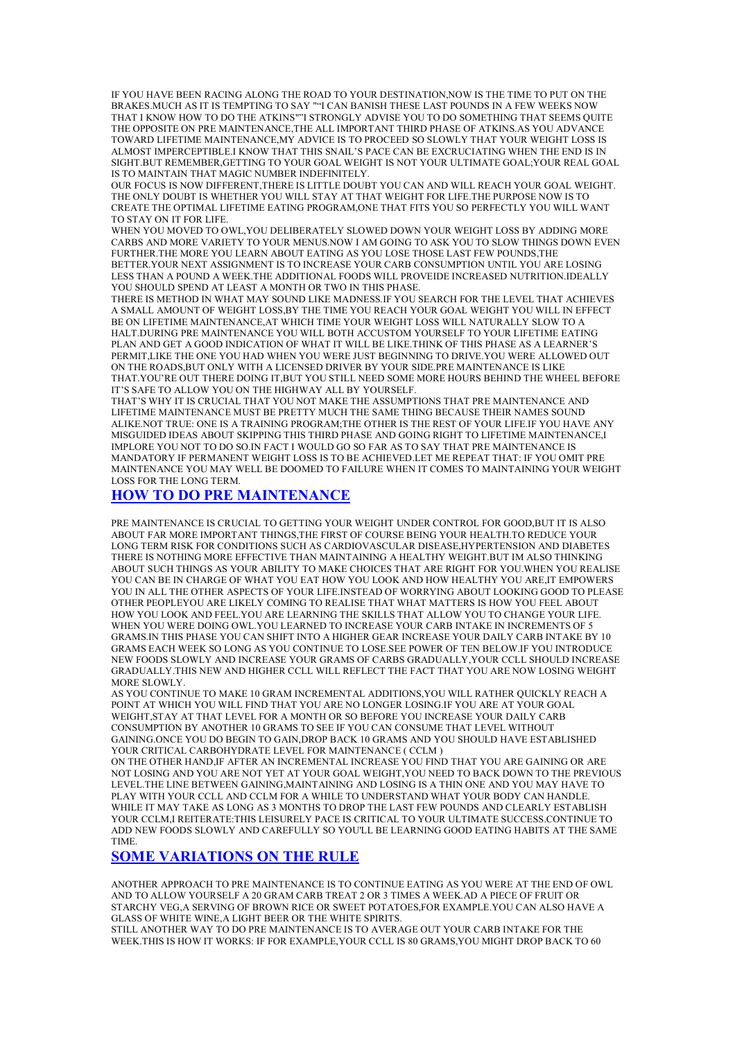IF YOU HAVE BEEN RACING ALONG THE ROAD TO YOUR DESTINATION,NOW IS THE TIME TO PUT ON THE BRAKES.MUCH AS IT IS TEMPTING TO SAY ""I CAN BANISH THESE LAST POUNDS IN A FEW WEEKS NOW THAT I KNOW HOW TO DO THE ATKINS""I STRONGLY ADVISE YOU TO DO SOMETHING THAT SEEMS QUITE THE OPPOSITE ON PRE MAINTENANCE,THE ALL IMPORTANT THIRD PHASE OF ATKINS.AS YOU ADVANCE TOWARD LIFETIME MAINTENANCE,MY ADVICE IS TO PROCEED SO SLOWLY THAT YOUR WEIGHT LOSS IS ALMOST IMPERCEPTIBLE.I KNOW THAT THIS SNAIL'S PACE CAN BE EXCRUCIATING WHEN THE END IS IN SIGHT.BUT REMEMBER,GETTING TO YOUR GOAL WEIGHT IS NOT YOUR ULTIMATE GOAL;YOUR REAL GOAL IS TO MAINTAIN THAT MAGIC NUMBER INDEFINITELY.

OUR FOCUS IS NOW DIFFERENT,THERE IS LITTLE DOUBT YOU CAN AND WILL REACH YOUR GOAL WEIGHT. THE ONLY DOUBT IS WHETHER YOU WILL STAY AT THAT WEIGHT FOR LIFE.THE PURPOSE NOW IS TO CREATE THE OPTIMAL LIFETIME EATING PROGRAM,ONE THAT FITS YOU SO PERFECTLY YOU WILL WANT TO STAY ON IT FOR LIFE.

WHEN YOU MOVED TO OWL,YOU DELIBERATELY SLOWED DOWN YOUR WEIGHT LOSS BY ADDING MORE CARBS AND MORE VARIETY TO YOUR MENUS.NOW I AM GOING TO ASK YOU TO SLOW THINGS DOWN EVEN FURTHER.THE MORE YOU LEARN ABOUT EATING AS YOU LOSE THOSE LAST FEW POUNDS,THE BETTER.YOUR NEXT ASSIGNMENT IS TO INCREASE YOUR CARB CONSUMPTION UNTIL YOU ARE LOSING LESS THAN A POUND A WEEK.THE ADDITIONAL FOODS WILL PROVEIDE INCREASED NUTRITION.IDEALLY YOU SHOULD SPEND AT LEAST A MONTH OR TWO IN THIS PHASE.

THERE IS METHOD IN WHAT MAY SOUND LIKE MADNESS.IF YOU SEARCH FOR THE LEVEL THAT ACHIEVES A SMALL AMOUNT OF WEIGHT LOSS,BY THE TIME YOU REACH YOUR GOAL WEIGHT YOU WILL IN EFFECT BE ON LIFETIME MAINTENANCE,AT WHICH TIME YOUR WEIGHT LOSS WILL NATURALLY SLOW TO A HALT.DURING PRE MAINTENANCE YOU WILL BOTH ACCUSTOM YOURSELF TO YOUR LIFETIME EATING PLAN AND GET A GOOD INDICATION OF WHAT IT WILL BE LIKE.THINK OF THIS PHASE AS A LEARNER'S PERMIT,LIKE THE ONE YOU HAD WHEN YOU WERE JUST BEGINNING TO DRIVE.YOU WERE ALLOWED OUT ON THE ROADS,BUT ONLY WITH A LICENSED DRIVER BY YOUR SIDE.PRE MAINTENANCE IS LIKE THAT.YOU'RE OUT THERE DOING IT,BUT YOU STILL NEED SOME MORE HOURS BEHIND THE WHEEL BEFORE IT'S SAFE TO ALLOW YOU ON THE HIGHWAY ALL BY YOURSELF.

THAT'S WHY IT IS CRUCIAL THAT YOU NOT MAKE THE ASSUMPTIONS THAT PRE MAINTENANCE AND LIFETIME MAINTENANCE MUST BE PRETTY MUCH THE SAME THING BECAUSE THEIR NAMES SOUND ALIKE.NOT TRUE: ONE IS A TRAINING PROGRAM;THE OTHER IS THE REST OF YOUR LIFE.IF YOU HAVE ANY MISGUIDED IDEAS ABOUT SKIPPING THIS THIRD PHASE AND GOING RIGHT TO LIFETIME MAINTENANCE,I IMPLORE YOU NOT TO DO SO.IN FACT I WOULD GO SO FAR AS TO SAY THAT PRE MAINTENANCE IS MANDATORY IF PERMANENT WEIGHT LOSS IS TO BE ACHIEVED.LET ME REPEAT THAT: IF YOU OMIT PRE MAINTENANCE YOU MAY WELL BE DOOMED TO FAILURE WHEN IT COMES TO MAINTAINING YOUR WEIGHT LOSS FOR THE LONG TERM.

## HOW TO DO PRE MAINTENANCE

PRE MAINTENANCE IS CRUCIAL TO GETTING YOUR WEIGHT UNDER CONTROL FOR GOOD,BUT IT IS ALSO ABOUT FAR MORE IMPORTANT THINGS,THE FIRST OF COURSE BEING YOUR HEALTH.TO REDUCE YOUR LONG TERM RISK FOR CONDITIONS SUCH AS CARDIOVASCULAR DISEASE,HYPERTENSION AND DIABETES THERE IS NOTHING MORE EFFECTIVE THAN MAINTAINING A HEALTHY WEIGHT.BUT IM ALSO THINKING ABOUT SUCH THINGS AS YOUR ABILITY TO MAKE CHOICES THAT ARE RIGHT FOR YOU.WHEN YOU REALISE YOU CAN BE IN CHARGE OF WHAT YOU EAT HOW YOU LOOK AND HOW HEALTHY YOU ARE,IT EMPOWERS YOU IN ALL THE OTHER ASPECTS OF YOUR LIFE.INSTEAD OF WORRYING ABOUT LOOKING GOOD TO PLEASE OTHER PEOPLEYOU ARE LIKELY COMING TO REALISE THAT WHAT MATTERS IS HOW YOU FEEL ABOUT HOW YOU LOOK AND FEEL.YOU ARE LEARNING THE SKILLS THAT ALLOW YOU TO CHANGE YOUR LIFE. WHEN YOU WERE DOING OWL.YOU LEARNED TO INCREASE YOUR CARB INTAKE IN INCREMENTS OF 5 GRAMS.IN THIS PHASE YOU CAN SHIFT INTO A HIGHER GEAR INCREASE YOUR DAILY CARB INTAKE BY 10 GRAMS EACH WEEK SO LONG AS YOU CONTINUE TO LOSE.SEE POWER OF TEN BELOW.IF YOU INTRODUCE NEW FOODS SLOWLY AND INCREASE YOUR GRAMS OF CARBS GRADUALLY,YOUR CCLL SHOULD INCREASE GRADUALLY.THIS NEW AND HIGHER CCLL WILL REFLECT THE FACT THAT YOU ARE NOW LOSING WEIGHT MORE SLOWLY.

AS YOU CONTINUE TO MAKE 10 GRAM INCREMENTAL ADDITIONS,YOU WILL RATHER QUICKLY REACH A POINT AT WHICH YOU WILL FIND THAT YOU ARE NO LONGER LOSING.IF YOU ARE AT YOUR GOAL WEIGHT,STAY AT THAT LEVEL FOR A MONTH OR SO BEFORE YOU INCREASE YOUR DAILY CARB CONSUMPTION BY ANOTHER 10 GRAMS TO SEE IF YOU CAN CONSUME THAT LEVEL WITHOUT GAINING.ONCE YOU DO BEGIN TO GAIN,DROP BACK 10 GRAMS AND YOU SHOULD HAVE ESTABLISHED YOUR CRITICAL CARBOHYDRATE LEVEL FOR MAINTENANCE ( CCLM )

ON THE OTHER HAND,IF AFTER AN INCREMENTAL INCREASE YOU FIND THAT YOU ARE GAINING OR ARE NOT LOSING AND YOU ARE NOT YET AT YOUR GOAL WEIGHT,YOU NEED TO BACK DOWN TO THE PREVIOUS LEVEL.THE LINE BETWEEN GAINING,MAINTAINING AND LOSING IS A THIN ONE AND YOU MAY HAVE TO PLAY WITH YOUR CCLL AND CCLM FOR A WHILE TO UNDERSTAND WHAT YOUR BODY CAN HANDLE. WHILE IT MAY TAKE AS LONG AS 3 MONTHS TO DROP THE LAST FEW POUNDS AND CLEARLY ESTABLISH YOUR CCLM,I REITERATE:THIS LEISURELY PACE IS CRITICAL TO YOUR ULTIMATE SUCCESS.CONTINUE TO ADD NEW FOODS SLOWLY AND CAREFULLY SO YOU'LL BE LEARNING GOOD EATING HABITS AT THE SAME TIME.

## SOME VARIATIONS ON THE RULE

ANOTHER APPROACH TO PRE MAINTENANCE IS TO CONTINUE EATING AS YOU WERE AT THE END OF OWL AND TO ALLOW YOURSELF A 20 GRAM CARB TREAT 2 OR 3 TIMES A WEEK.AD A PIECE OF FRUIT OR STARCHY VEG,A SERVING OF BROWN RICE OR SWEET POTATOES,FOR EXAMPLE.YOU CAN ALSO HAVE A GLASS OF WHITE WINE,A LIGHT BEER OR THE WHITE SPIRITS.

STILL ANOTHER WAY TO DO PRE MAINTENANCE IS TO AVERAGE OUT YOUR CARB INTAKE FOR THE WEEK.THIS IS HOW IT WORKS: IF FOR EXAMPLE,YOUR CCLL IS 80 GRAMS,YOU MIGHT DROP BACK TO 60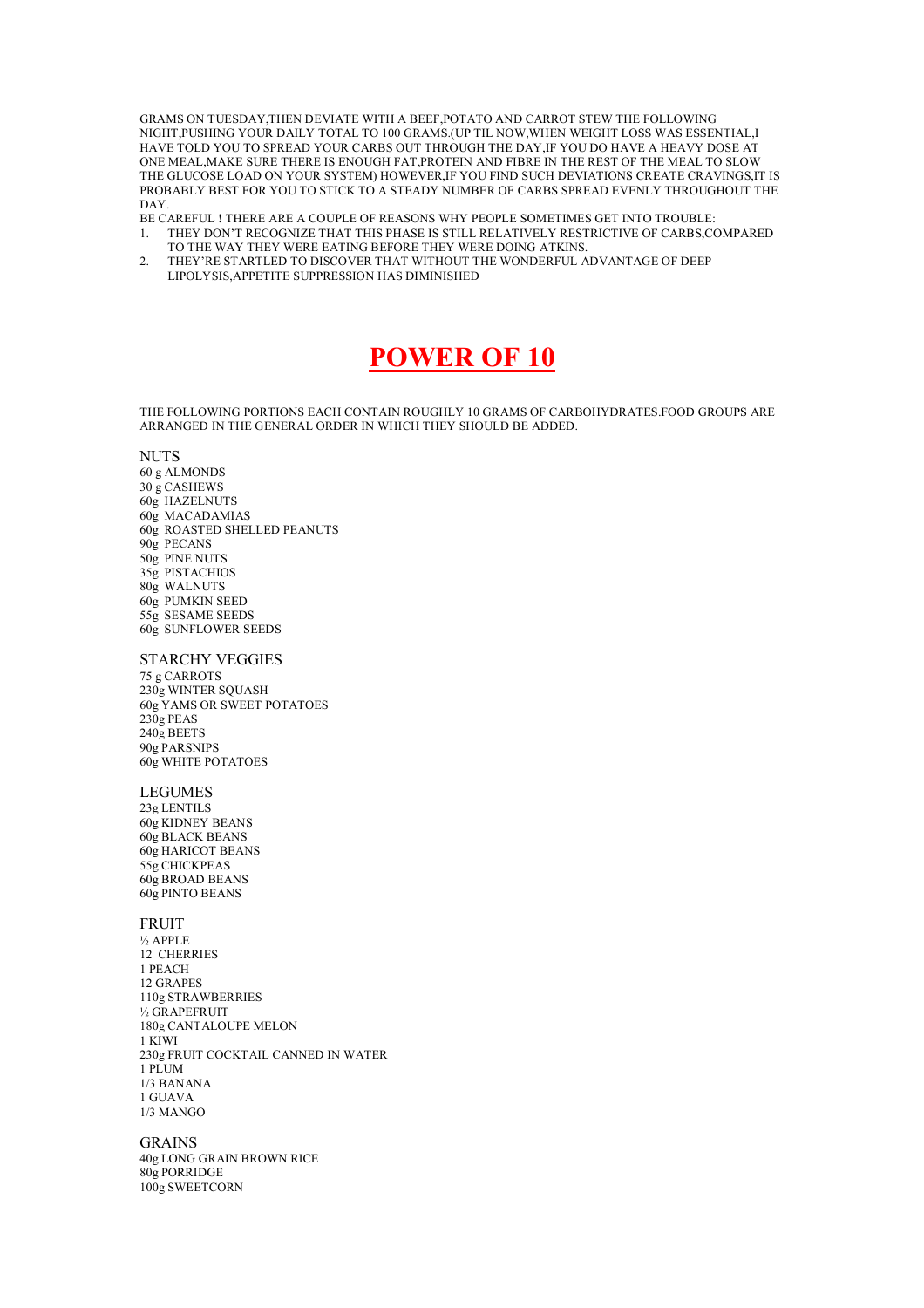GRAMS ON TUESDAY,THEN DEVIATE WITH A BEEF,POTATO AND CARROT STEW THE FOLLOWING NIGHT,PUSHING YOUR DAILY TOTAL TO 100 GRAMS.(UP TIL NOW,WHEN WEIGHT LOSS WAS ESSENTIAL,I HAVE TOLD YOU TO SPREAD YOUR CARBS OUT THROUGH THE DAY,IF YOU DO HAVE A HEAVY DOSE AT ONE MEAL,MAKE SURE THERE IS ENOUGH FAT,PROTEIN AND FIBRE IN THE REST OF THE MEAL TO SLOW THE GLUCOSE LOAD ON YOUR SYSTEM) HOWEVER,IF YOU FIND SUCH DEVIATIONS CREATE CRAVINGS,IT IS PROBABLY BEST FOR YOU TO STICK TO A STEADY NUMBER OF CARBS SPREAD EVENLY THROUGHOUT THE DAY.

BE CAREFUL ! THERE ARE A COUPLE OF REASONS WHY PEOPLE SOMETIMES GET INTO TROUBLE:

1. THEY DON'T RECOGNIZE THAT THIS PHASE IS STILL RELATIVELY RESTRICTIVE OF CARBS,COMPARED TO THE WAY THEY WERE EATING BEFORE THEY WERE DOING ATKINS.
2. THEY'RE STARTLED TO DISCOVER THAT WITHOUT THE WONDERFUL ADVANTAGE OF DEEP LIPOLYSIS,APPETITE SUPPRESSION HAS DIMINISHED

# POWER OF 10

THE FOLLOWING PORTIONS EACH CONTAIN ROUGHLY 10 GRAMS OF CARBOHYDRATES.FOOD GROUPS ARE ARRANGED IN THE GENERAL ORDER IN WHICH THEY SHOULD BE ADDED.

## NUTS

60 g ALMONDS
30 g CASHEWS
60g HAZELNUTS
60g MACADAMIAS
60g ROASTED SHELLED PEANUTS
90g PECANS
50g PINE NUTS
35g PISTACHIOS
80g WALNUTS
60g PUMKIN SEED
55g SESAME SEEDS
60g SUNFLOWER SEEDS

## STARCHY VEGGIES

75 g CARROTS
230g WINTER SQUASH
60g YAMS OR SWEET POTATOES
230g PEAS
240g BEETS
90g PARSNIPS
60g WHITE POTATOES

## LEGUMES

23g LENTILS
60g KIDNEY BEANS
60g BLACK BEANS
60g HARICOT BEANS
55g CHICKPEAS
60g BROAD BEANS
60g PINTO BEANS

## FRUIT

½ APPLE
12 CHERRIES
1 PEACH
12 GRAPES
110g STRAWBERRIES
½ GRAPEFRUIT
180g CANTALOUPE MELON
1 KIWI
230g FRUIT COCKTAIL CANNED IN WATER
1 PLUM
1/3 BANANA
1 GUAVA
1/3 MANGO

## GRAINS

40g LONG GRAIN BROWN RICE
80g PORRIDGE
100g SWEETCORN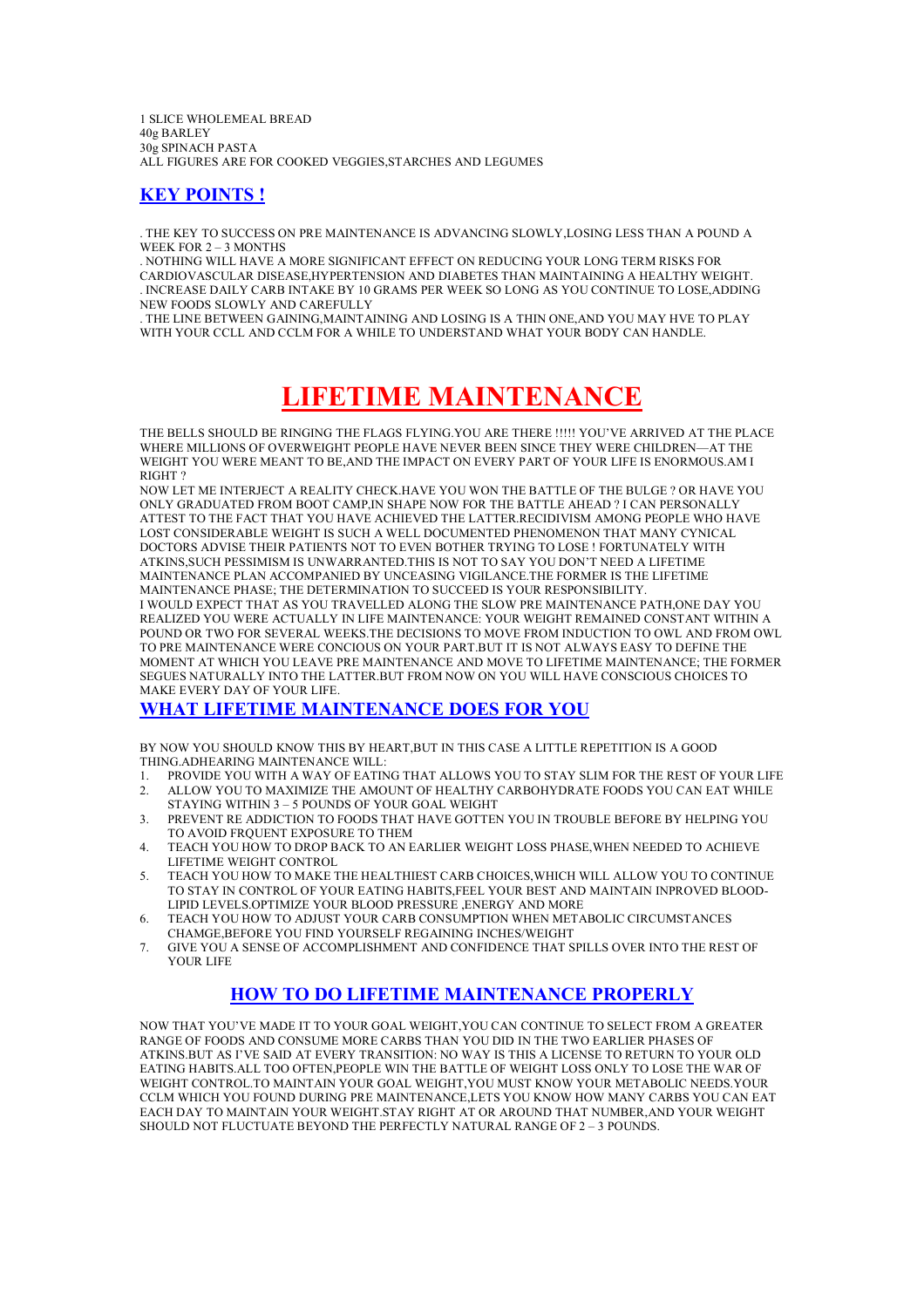1 SLICE WHOLEMEAL BREAD
40g BARLEY
30g SPINACH PASTA
ALL FIGURES ARE FOR COOKED VEGGIES,STARCHES AND LEGUMES

## KEY POINTS !

. THE KEY TO SUCCESS ON PRE MAINTENANCE IS ADVANCING SLOWLY,LOSING LESS THAN A POUND A WEEK FOR 2 – 3 MONTHS
. NOTHING WILL HAVE A MORE SIGNIFICANT EFFECT ON REDUCING YOUR LONG TERM RISKS FOR CARDIOVASCULAR DISEASE,HYPERTENSION AND DIABETES THAN MAINTAINING A HEALTHY WEIGHT.
. INCREASE DAILY CARB INTAKE BY 10 GRAMS PER WEEK SO LONG AS YOU CONTINUE TO LOSE,ADDING NEW FOODS SLOWLY AND CAREFULLY
. THE LINE BETWEEN GAINING,MAINTAINING AND LOSING IS A THIN ONE,AND YOU MAY HVE TO PLAY WITH YOUR CCLL AND CCLM FOR A WHILE TO UNDERSTAND WHAT YOUR BODY CAN HANDLE.

# LIFETIME MAINTENANCE

THE BELLS SHOULD BE RINGING THE FLAGS FLYING.YOU ARE THERE !!!!! YOU'VE ARRIVED AT THE PLACE WHERE MILLIONS OF OVERWEIGHT PEOPLE HAVE NEVER BEEN SINCE THEY WERE CHILDREN—AT THE WEIGHT YOU WERE MEANT TO BE,AND THE IMPACT ON EVERY PART OF YOUR LIFE IS ENORMOUS.AM I RIGHT ?
NOW LET ME INTERJECT A REALITY CHECK.HAVE YOU WON THE BATTLE OF THE BULGE ? OR HAVE YOU ONLY GRADUATED FROM BOOT CAMP,IN SHAPE NOW FOR THE BATTLE AHEAD ? I CAN PERSONALLY ATTEST TO THE FACT THAT YOU HAVE ACHIEVED THE LATTER.RECIDIVISM AMONG PEOPLE WHO HAVE LOST CONSIDERABLE WEIGHT IS SUCH A WELL DOCUMENTED PHENOMENON THAT MANY CYNICAL DOCTORS ADVISE THEIR PATIENTS NOT TO EVEN BOTHER TRYING TO LOSE ! FORTUNATELY WITH ATKINS,SUCH PESSIMISM IS UNWARRANTED.THIS IS NOT TO SAY YOU DON'T NEED A LIFETIME MAINTENANCE PLAN ACCOMPANIED BY UNCEASING VIGILANCE.THE FORMER IS THE LIFETIME MAINTENANCE PHASE; THE DETERMINATION TO SUCCEED IS YOUR RESPONSIBILITY.
I WOULD EXPECT THAT AS YOU TRAVELLED ALONG THE SLOW PRE MAINTENANCE PATH,ONE DAY YOU REALIZED YOU WERE ACTUALLY IN LIFE MAINTENANCE: YOUR WEIGHT REMAINED CONSTANT WITHIN A POUND OR TWO FOR SEVERAL WEEKS.THE DECISIONS TO MOVE FROM INDUCTION TO OWL AND FROM OWL TO PRE MAINTENANCE WERE CONCIOUS ON YOUR PART.BUT IT IS NOT ALWAYS EASY TO DEFINE THE MOMENT AT WHICH YOU LEAVE PRE MAINTENANCE AND MOVE TO LIFETIME MAINTENANCE; THE FORMER SEGUES NATURALLY INTO THE LATTER.BUT FROM NOW ON YOU WILL HAVE CONSCIOUS CHOICES TO MAKE EVERY DAY OF YOUR LIFE.

## WHAT LIFETIME MAINTENANCE DOES FOR YOU

BY NOW YOU SHOULD KNOW THIS BY HEART,BUT IN THIS CASE A LITTLE REPETITION IS A GOOD THING.ADHEARING MAINTENANCE WILL:

1. PROVIDE YOU WITH A WAY OF EATING THAT ALLOWS YOU TO STAY SLIM FOR THE REST OF YOUR LIFE
2. ALLOW YOU TO MAXIMIZE THE AMOUNT OF HEALTHY CARBOHYDRATE FOODS YOU CAN EAT WHILE STAYING WITHIN 3 – 5 POUNDS OF YOUR GOAL WEIGHT
3. PREVENT RE ADDICTION TO FOODS THAT HAVE GOTTEN YOU IN TROUBLE BEFORE BY HELPING YOU TO AVOID FRQUENT EXPOSURE TO THEM
4. TEACH YOU HOW TO DROP BACK TO AN EARLIER WEIGHT LOSS PHASE,WHEN NEEDED TO ACHIEVE LIFETIME WEIGHT CONTROL
5. TEACH YOU HOW TO MAKE THE HEALTHIEST CARB CHOICES,WHICH WILL ALLOW YOU TO CONTINUE TO STAY IN CONTROL OF YOUR EATING HABITS,FEEL YOUR BEST AND MAINTAIN INPROVED BLOOD-LIPID LEVELS.OPTIMIZE YOUR BLOOD PRESSURE ,ENERGY AND MORE
6. TEACH YOU HOW TO ADJUST YOUR CARB CONSUMPTION WHEN METABOLIC CIRCUMSTANCES CHAMGE,BEFORE YOU FIND YOURSELF REGAINING INCHES/WEIGHT
7. GIVE YOU A SENSE OF ACCOMPLISHMENT AND CONFIDENCE THAT SPILLS OVER INTO THE REST OF YOUR LIFE

## HOW TO DO LIFETIME MAINTENANCE PROPERLY

NOW THAT YOU'VE MADE IT TO YOUR GOAL WEIGHT,YOU CAN CONTINUE TO SELECT FROM A GREATER RANGE OF FOODS AND CONSUME MORE CARBS THAN YOU DID IN THE TWO EARLIER PHASES OF ATKINS.BUT AS I'VE SAID AT EVERY TRANSITION: NO WAY IS THIS A LICENSE TO RETURN TO YOUR OLD EATING HABITS.ALL TOO OFTEN,PEOPLE WIN THE BATTLE OF WEIGHT LOSS ONLY TO LOSE THE WAR OF WEIGHT CONTROL.TO MAINTAIN YOUR GOAL WEIGHT,YOU MUST KNOW YOUR METABOLIC NEEDS.YOUR CCLM WHICH YOU FOUND DURING PRE MAINTENANCE,LETS YOU KNOW HOW MANY CARBS YOU CAN EAT EACH DAY TO MAINTAIN YOUR WEIGHT.STAY RIGHT AT OR AROUND THAT NUMBER,AND YOUR WEIGHT SHOULD NOT FLUCTUATE BEYOND THE PERFECTLY NATURAL RANGE OF 2 – 3 POUNDS.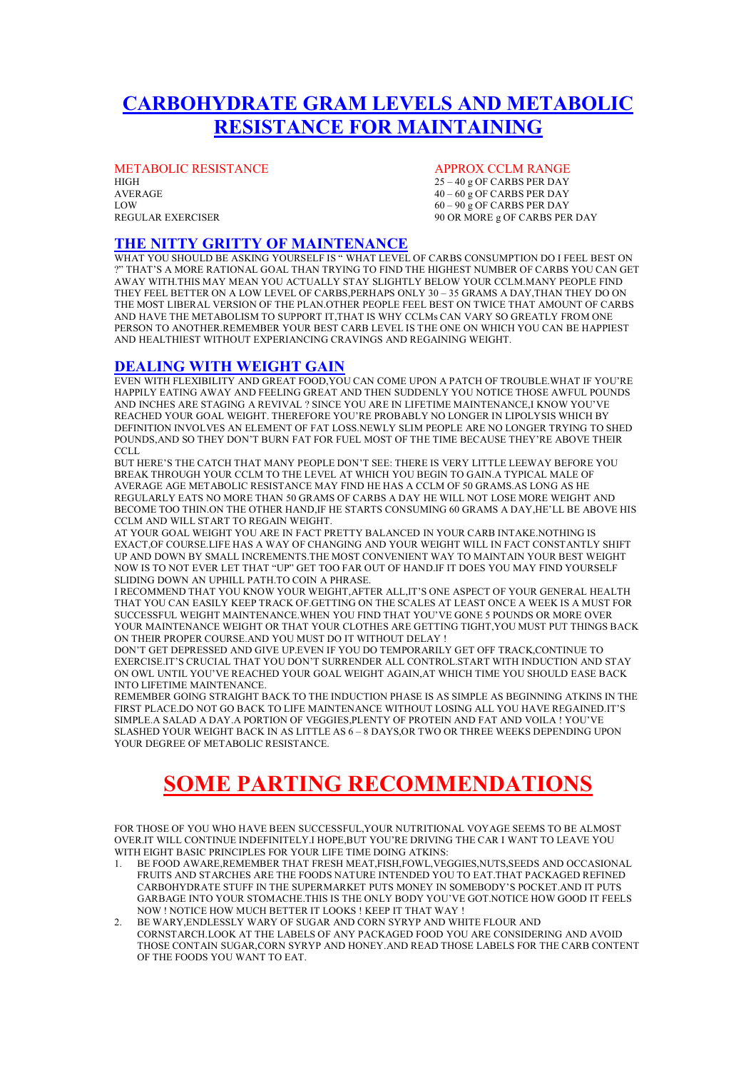# CARBOHYDRATE GRAM LEVELS AND METABOLIC RESISTANCE FOR MAINTAINING

| METABOLIC RESISTANCE | APPROX CCLM RANGE |
|---|---|
| HIGH | 25 – 40 g OF CARBS PER DAY |
| AVERAGE | 40 – 60 g OF CARBS PER DAY |
| LOW | 60 – 90 g OF CARBS PER DAY |
| REGULAR EXERCISER | 90 OR MORE g OF CARBS PER DAY |

## THE NITTY GRITTY OF MAINTENANCE

WHAT YOU SHOULD BE ASKING YOURSELF IS " WHAT LEVEL OF CARBS CONSUMPTION DO I FEEL BEST ON ?" THAT'S A MORE RATIONAL GOAL THAN TRYING TO FIND THE HIGHEST NUMBER OF CARBS YOU CAN GET AWAY WITH.THIS MAY MEAN YOU ACTUALLY STAY SLIGHTLY BELOW YOUR CCLM.MANY PEOPLE FIND THEY FEEL BETTER ON A LOW LEVEL OF CARBS,PERHAPS ONLY 30 – 35 GRAMS A DAY,THAN THEY DO ON THE MOST LIBERAL VERSION OF THE PLAN.OTHER PEOPLE FEEL BEST ON TWICE THAT AMOUNT OF CARBS AND HAVE THE METABOLISM TO SUPPORT IT,THAT IS WHY CCLMs CAN VARY SO GREATLY FROM ONE PERSON TO ANOTHER.REMEMBER YOUR BEST CARB LEVEL IS THE ONE ON WHICH YOU CAN BE HAPPIEST AND HEALTHIEST WITHOUT EXPERIANCING CRAVINGS AND REGAINING WEIGHT.

## DEALING WITH WEIGHT GAIN

EVEN WITH FLEXIBILITY AND GREAT FOOD,YOU CAN COME UPON A PATCH OF TROUBLE.WHAT IF YOU'RE HAPPILY EATING AWAY AND FEELING GREAT AND THEN SUDDENLY YOU NOTICE THOSE AWFUL POUNDS AND INCHES ARE STAGING A REVIVAL ? SINCE YOU ARE IN LIFETIME MAINTENANCE,I KNOW YOU'VE REACHED YOUR GOAL WEIGHT. THEREFORE YOU'RE PROBABLY NO LONGER IN LIPOLYSIS WHICH BY DEFINITION INVOLVES AN ELEMENT OF FAT LOSS.NEWLY SLIM PEOPLE ARE NO LONGER TRYING TO SHED POUNDS,AND SO THEY DON'T BURN FAT FOR FUEL MOST OF THE TIME BECAUSE THEY'RE ABOVE THEIR CCLL

BUT HERE'S THE CATCH THAT MANY PEOPLE DON'T SEE: THERE IS VERY LITTLE LEEWAY BEFORE YOU BREAK THROUGH YOUR CCLM TO THE LEVEL AT WHICH YOU BEGIN TO GAIN.A TYPICAL MALE OF AVERAGE AGE METABOLIC RESISTANCE MAY FIND HE HAS A CCLM OF 50 GRAMS.AS LONG AS HE REGULARLY EATS NO MORE THAN 50 GRAMS OF CARBS A DAY HE WILL NOT LOSE MORE WEIGHT AND BECOME TOO THIN.ON THE OTHER HAND,IF HE STARTS CONSUMING 60 GRAMS A DAY,HE'LL BE ABOVE HIS CCLM AND WILL START TO REGAIN WEIGHT.

AT YOUR GOAL WEIGHT YOU ARE IN FACT PRETTY BALANCED IN YOUR CARB INTAKE.NOTHING IS EXACT,OF COURSE.LIFE HAS A WAY OF CHANGING AND YOUR WEIGHT WILL IN FACT CONSTANTLY SHIFT UP AND DOWN BY SMALL INCREMENTS.THE MOST CONVENIENT WAY TO MAINTAIN YOUR BEST WEIGHT NOW IS TO NOT EVER LET THAT "UP" GET TOO FAR OUT OF HAND.IF IT DOES YOU MAY FIND YOURSELF SLIDING DOWN AN UPHILL PATH.TO COIN A PHRASE.

I RECOMMEND THAT YOU KNOW YOUR WEIGHT,AFTER ALL,IT'S ONE ASPECT OF YOUR GENERAL HEALTH THAT YOU CAN EASILY KEEP TRACK OF.GETTING ON THE SCALES AT LEAST ONCE A WEEK IS A MUST FOR SUCCESSFUL WEIGHT MAINTENANCE.WHEN YOU FIND THAT YOU'VE GONE 5 POUNDS OR MORE OVER YOUR MAINTENANCE WEIGHT OR THAT YOUR CLOTHES ARE GETTING TIGHT,YOU MUST PUT THINGS BACK ON THEIR PROPER COURSE.AND YOU MUST DO IT WITHOUT DELAY !

DON'T GET DEPRESSED AND GIVE UP.EVEN IF YOU DO TEMPORARILY GET OFF TRACK,CONTINUE TO EXERCISE.IT'S CRUCIAL THAT YOU DON'T SURRENDER ALL CONTROL.START WITH INDUCTION AND STAY ON OWL UNTIL YOU'VE REACHED YOUR GOAL WEIGHT AGAIN,AT WHICH TIME YOU SHOULD EASE BACK INTO LIFETIME MAINTENANCE.

REMEMBER GOING STRAIGHT BACK TO THE INDUCTION PHASE IS AS SIMPLE AS BEGINNING ATKINS IN THE FIRST PLACE.DO NOT GO BACK TO LIFE MAINTENANCE WITHOUT LOSING ALL YOU HAVE REGAINED.IT'S SIMPLE.A SALAD A DAY.A PORTION OF VEGGIES,PLENTY OF PROTEIN AND FAT AND VOILA ! YOU'VE SLASHED YOUR WEIGHT BACK IN AS LITTLE AS 6 – 8 DAYS,OR TWO OR THREE WEEKS DEPENDING UPON YOUR DEGREE OF METABOLIC RESISTANCE.

# SOME PARTING RECOMMENDATIONS

FOR THOSE OF YOU WHO HAVE BEEN SUCCESSFUL,YOUR NUTRITIONAL VOYAGE SEEMS TO BE ALMOST OVER.IT WILL CONTINUE INDEFINITELY.I HOPE,BUT YOU'RE DRIVING THE CAR I WANT TO LEAVE YOU WITH EIGHT BASIC PRINCIPLES FOR YOUR LIFE TIME DOING ATKINS:

1. BE FOOD AWARE,REMEMBER THAT FRESH MEAT,FISH,FOWL,VEGGIES,NUTS,SEEDS AND OCCASIONAL FRUITS AND STARCHES ARE THE FOODS NATURE INTENDED YOU TO EAT.THAT PACKAGED REFINED CARBOHYDRATE STUFF IN THE SUPERMARKET PUTS MONEY IN SOMEBODY'S POCKET.AND IT PUTS GARBAGE INTO YOUR STOMACHE.THIS IS THE ONLY BODY YOU'VE GOT.NOTICE HOW GOOD IT FEELS NOW ! NOTICE HOW MUCH BETTER IT LOOKS ! KEEP IT THAT WAY !
2. BE WARY,ENDLESSLY WARY OF SUGAR AND CORN SYRYP AND WHITE FLOUR AND CORNSTARCH.LOOK AT THE LABELS OF ANY PACKAGED FOOD YOU ARE CONSIDERING AND AVOID THOSE CONTAIN SUGAR,CORN SYRYP AND HONEY.AND READ THOSE LABELS FOR THE CARB CONTENT OF THE FOODS YOU WANT TO EAT.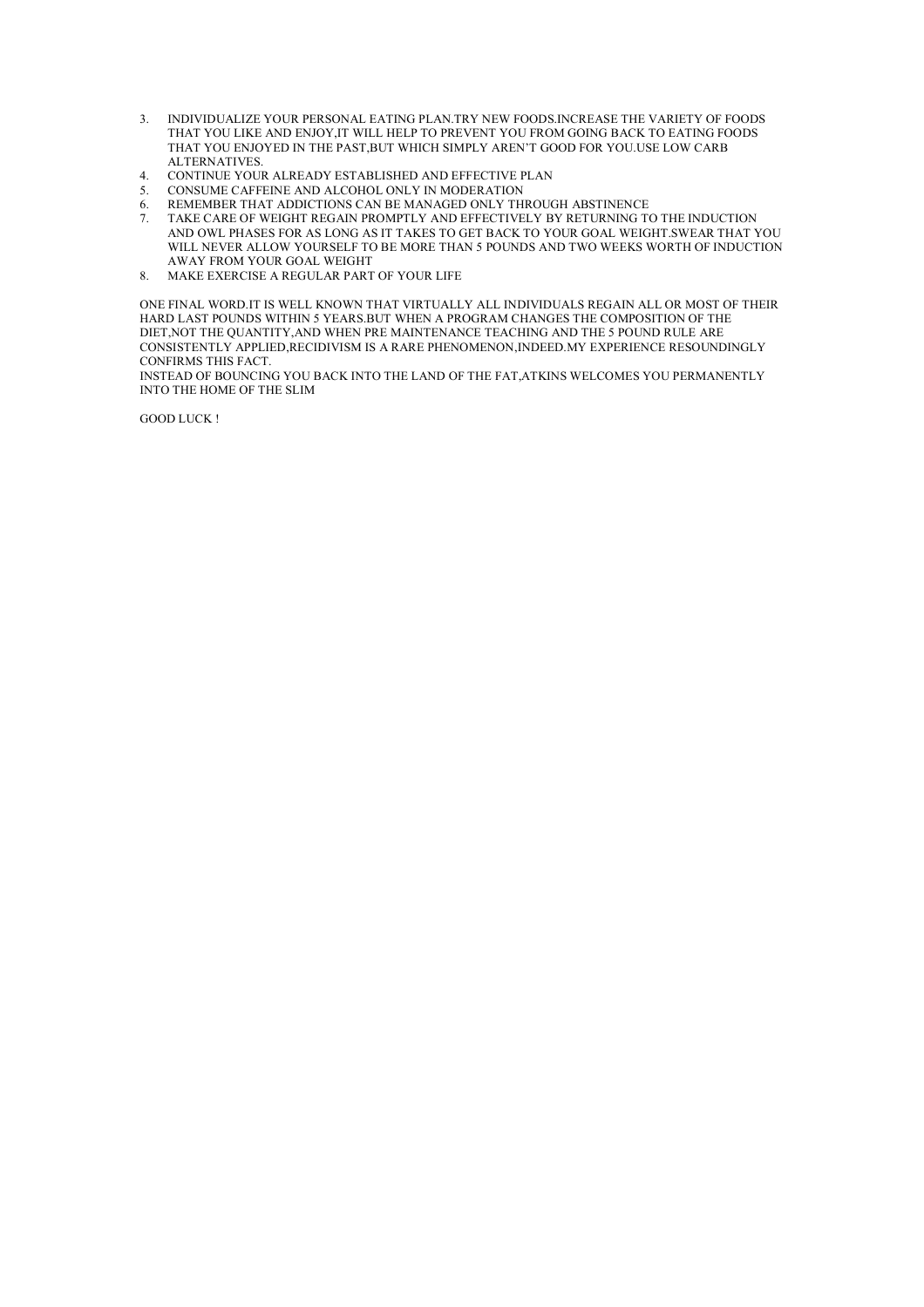3. INDIVIDUALIZE YOUR PERSONAL EATING PLAN.TRY NEW FOODS.INCREASE THE VARIETY OF FOODS THAT YOU LIKE AND ENJOY,IT WILL HELP TO PREVENT YOU FROM GOING BACK TO EATING FOODS THAT YOU ENJOYED IN THE PAST,BUT WHICH SIMPLY AREN'T GOOD FOR YOU.USE LOW CARB ALTERNATIVES.
4. CONTINUE YOUR ALREADY ESTABLISHED AND EFFECTIVE PLAN
5. CONSUME CAFFEINE AND ALCOHOL ONLY IN MODERATION
6. REMEMBER THAT ADDICTIONS CAN BE MANAGED ONLY THROUGH ABSTINENCE
7. TAKE CARE OF WEIGHT REGAIN PROMPTLY AND EFFECTIVELY BY RETURNING TO THE INDUCTION AND OWL PHASES FOR AS LONG AS IT TAKES TO GET BACK TO YOUR GOAL WEIGHT.SWEAR THAT YOU WILL NEVER ALLOW YOURSELF TO BE MORE THAN 5 POUNDS AND TWO WEEKS WORTH OF INDUCTION AWAY FROM YOUR GOAL WEIGHT
8. MAKE EXERCISE A REGULAR PART OF YOUR LIFE

ONE FINAL WORD.IT IS WELL KNOWN THAT VIRTUALLY ALL INDIVIDUALS REGAIN ALL OR MOST OF THEIR HARD LAST POUNDS WITHIN 5 YEARS.BUT WHEN A PROGRAM CHANGES THE COMPOSITION OF THE DIET,NOT THE QUANTITY,AND WHEN PRE MAINTENANCE TEACHING AND THE 5 POUND RULE ARE CONSISTENTLY APPLIED,RECIDIVISM IS A RARE PHENOMENON,INDEED.MY EXPERIENCE RESOUNDINGLY CONFIRMS THIS FACT.
INSTEAD OF BOUNCING YOU BACK INTO THE LAND OF THE FAT,ATKINS WELCOMES YOU PERMANENTLY INTO THE HOME OF THE SLIM

GOOD LUCK !